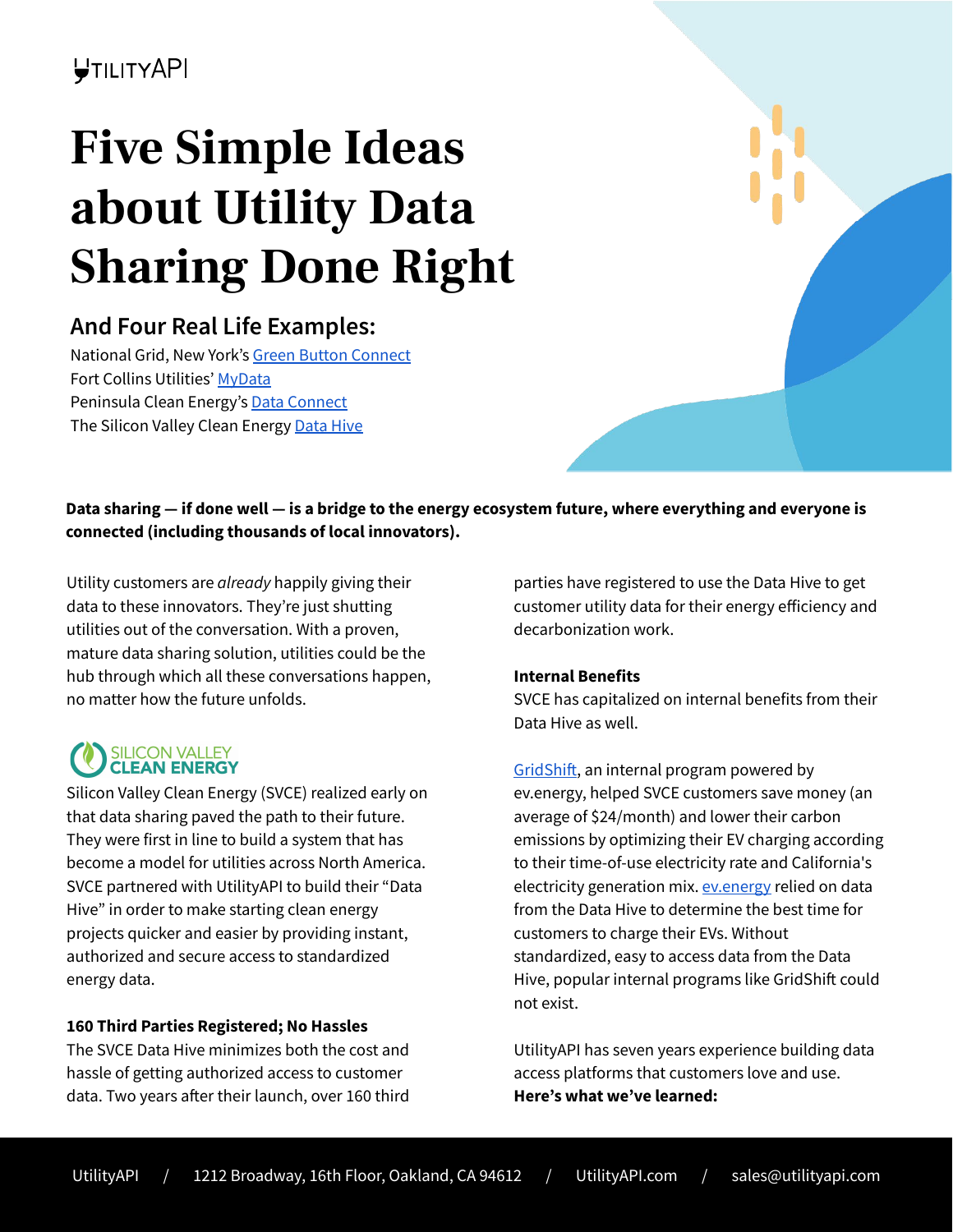UTILITYAPI

# Five Simple Ideas about Utility Data Sharing Done Right

## And Four Real Life Examples:

National Grid, New York's Green Button Connect
Fort Collins Utilities' MyData
Peninsula Clean Energy's Data Connect
The Silicon Valley Clean Energy Data Hive

**Data sharing — if done well — is a bridge to the energy ecosystem future, where everything and everyone is connected (including thousands of local innovators).**

Utility customers are *already* happily giving their data to these innovators. They're just shutting utilities out of the conversation. With a proven, mature data sharing solution, utilities could be the hub through which all these conversations happen, no matter how the future unfolds.

SILICON VALLEY CLEAN ENERGY

Silicon Valley Clean Energy (SVCE) realized early on that data sharing paved the path to their future. They were first in line to build a system that has become a model for utilities across North America. SVCE partnered with UtilityAPI to build their "Data Hive" in order to make starting clean energy projects quicker and easier by providing instant, authorized and secure access to standardized energy data.

**160 Third Parties Registered; No Hassles**

The SVCE Data Hive minimizes both the cost and hassle of getting authorized access to customer data. Two years after their launch, over 160 third parties have registered to use the Data Hive to get customer utility data for their energy efficiency and decarbonization work.

**Internal Benefits**

SVCE has capitalized on internal benefits from their Data Hive as well.

GridShift, an internal program powered by ev.energy, helped SVCE customers save money (an average of $24/month) and lower their carbon emissions by optimizing their EV charging according to their time-of-use electricity rate and California's electricity generation mix. ev.energy relied on data from the Data Hive to determine the best time for customers to charge their EVs. Without standardized, easy to access data from the Data Hive, popular internal programs like GridShift could not exist.

UtilityAPI has seven years experience building data access platforms that customers love and use. **Here's what we've learned:**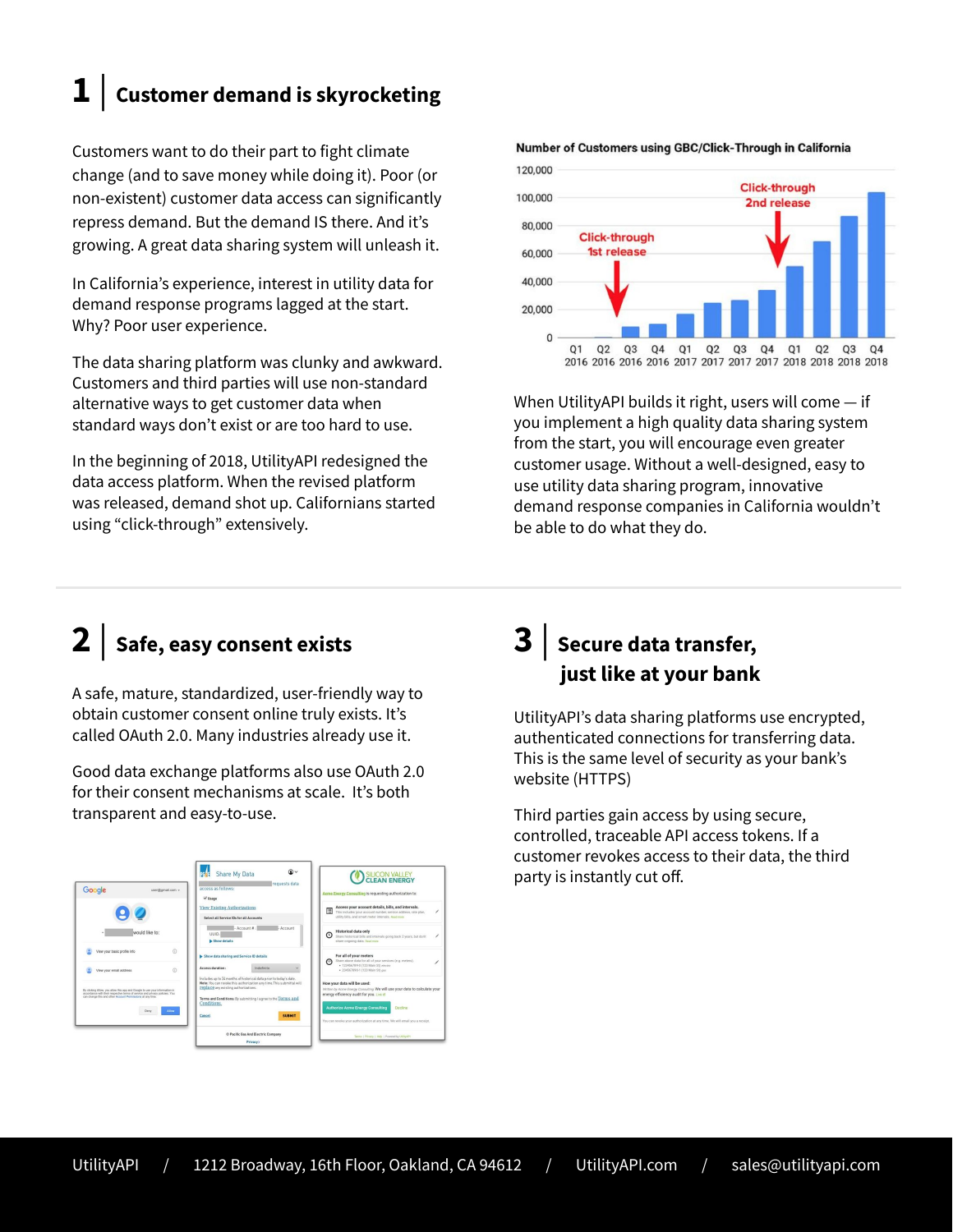# 1 | Customer demand is skyrocketing

Customers want to do their part to fight climate change (and to save money while doing it). Poor (or non-existent) customer data access can significantly repress demand. But the demand IS there. And it's growing. A great data sharing system will unleash it.

In California's experience, interest in utility data for demand response programs lagged at the start. Why? Poor user experience.

The data sharing platform was clunky and awkward. Customers and third parties will use non-standard alternative ways to get customer data when standard ways don't exist or are too hard to use.

In the beginning of 2018, UtilityAPI redesigned the data access platform. When the revised platform was released, demand shot up. Californians started using "click-through" extensively.

**Number of Customers using GBC/Click-Through in California**

When UtilityAPI builds it right, users will come — if you implement a high quality data sharing system from the start, you will encourage even greater customer usage. Without a well-designed, easy to use utility data sharing program, innovative demand response companies in California wouldn't be able to do what they do.

# 2 | Safe, easy consent exists

A safe, mature, standardized, user-friendly way to obtain customer consent online truly exists. It's called OAuth 2.0. Many industries already use it.

Good data exchange platforms also use OAuth 2.0 for their consent mechanisms at scale. It's both transparent and easy-to-use.

# 3 | Secure data transfer, just like at your bank

UtilityAPI's data sharing platforms use encrypted, authenticated connections for transferring data. This is the same level of security as your bank's website (HTTPS)

Third parties gain access by using secure, controlled, traceable API access tokens. If a customer revokes access to their data, the third party is instantly cut off.

UtilityAPI / 1212 Broadway, 16th Floor, Oakland, CA 94612 / UtilityAPI.com / sales@utilityapi.com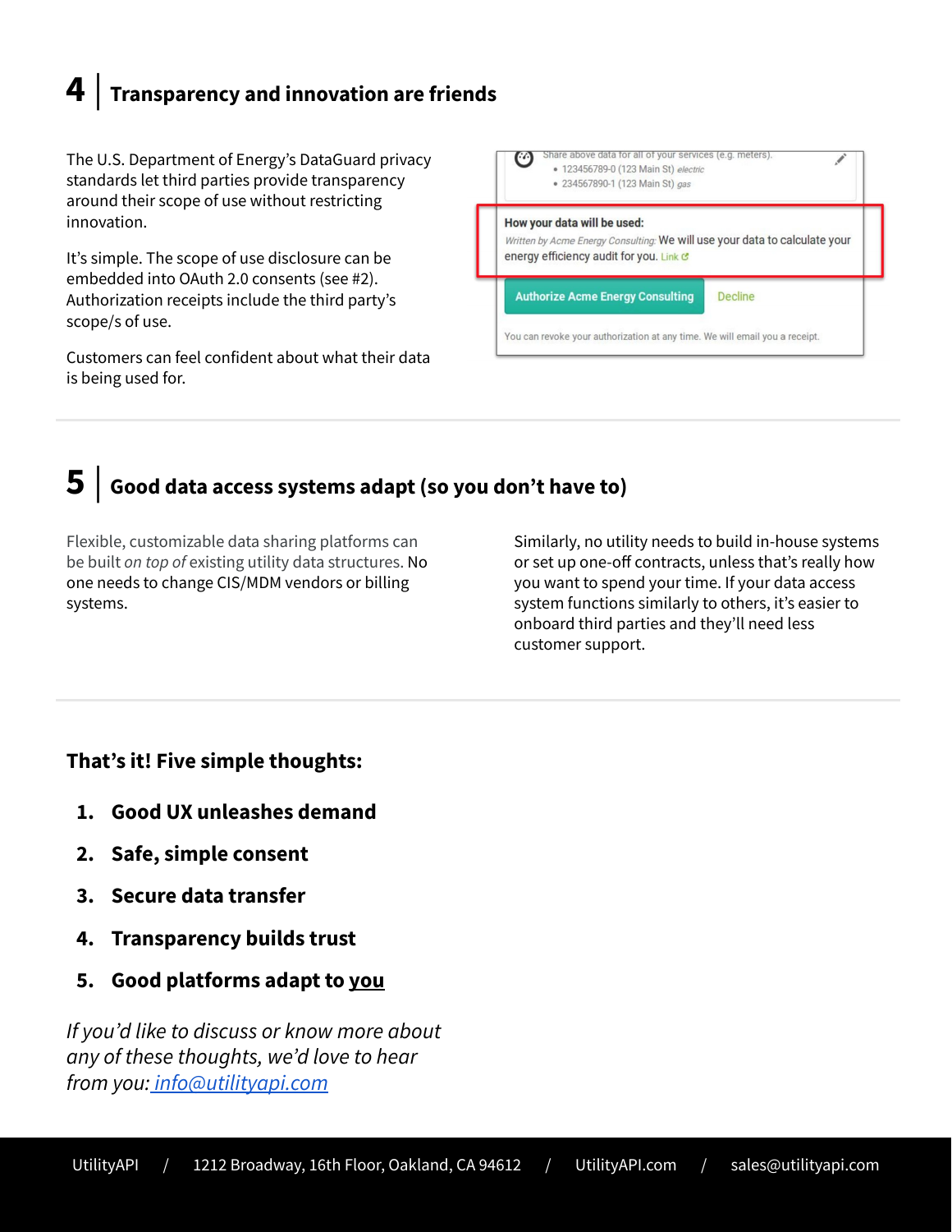## 4 | Transparency and innovation are friends

The U.S. Department of Energy's DataGuard privacy standards let third parties provide transparency around their scope of use without restricting innovation.

It's simple. The scope of use disclosure can be embedded into OAuth 2.0 consents (see #2). Authorization receipts include the third party's scope/s of use.

Customers can feel confident about what their data is being used for.

Share above data for all of your services (e.g. meters).
- 123456789-0 (123 Main St) *electric*
- 234567890-1 (123 Main St) *gas*

**How your data will be used:**
*Written by Acme Energy Consulting:* We will use your data to calculate your energy efficiency audit for you. Link

Authorize Acme Energy Consulting | Decline

You can revoke your authorization at any time. We will email you a receipt.

## 5 | Good data access systems adapt (so you don't have to)

Flexible, customizable data sharing platforms can be built *on top of* existing utility data structures. No one needs to change CIS/MDM vendors or billing systems.

Similarly, no utility needs to build in-house systems or set up one-off contracts, unless that's really how you want to spend your time. If your data access system functions similarly to others, it's easier to onboard third parties and they'll need less customer support.

### That's it! Five simple thoughts:

1. **Good UX unleashes demand**
2. **Safe, simple consent**
3. **Secure data transfer**
4. **Transparency builds trust**
5. **Good platforms adapt to you**

*If you'd like to discuss or know more about any of these thoughts, we'd love to hear from you: info@utilityapi.com*

UtilityAPI / 1212 Broadway, 16th Floor, Oakland, CA 94612 / UtilityAPI.com / sales@utilityapi.com